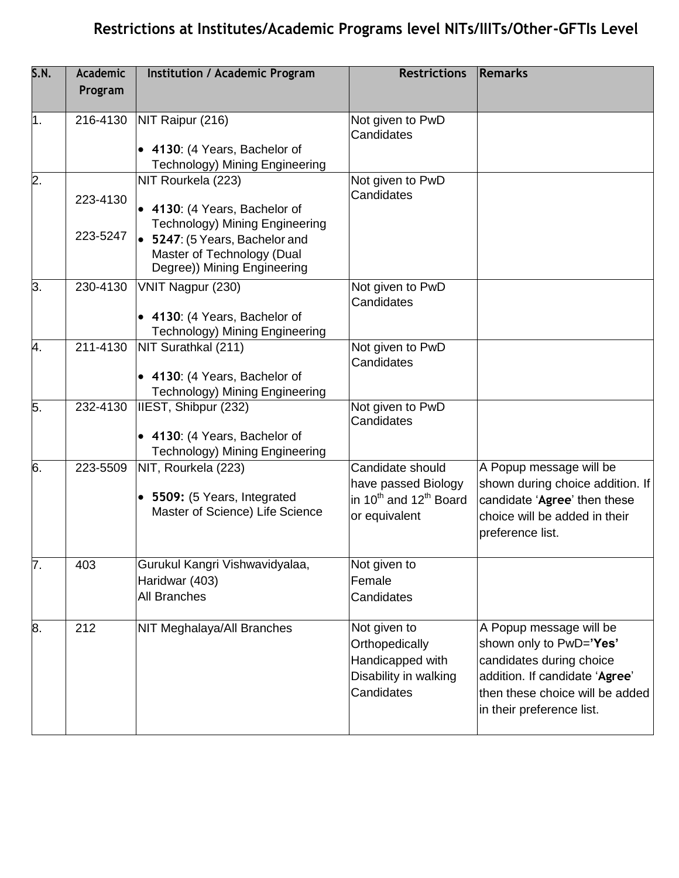# Restrictions at Institutes/Academic Programs level NITs/IIITs/Other-GFTIs Level

| S.N. | Academic Program | Institution / Academic Program | Restrictions | Remarks |
|---|---|---|---|---|
| 1. | 216-4130 | NIT Raipur (216)<br>• **4130**: (4 Years, Bachelor of Technology) Mining Engineering | Not given to PwD Candidates | |
| 2. | 223-4130<br>223-5247 | NIT Rourkela (223)<br>• **4130**: (4 Years, Bachelor of Technology) Mining Engineering<br>• **5247**: (5 Years, Bachelor and Master of Technology (Dual Degree)) Mining Engineering | Not given to PwD Candidates | |
| 3. | 230-4130 | VNIT Nagpur (230)<br>• **4130**: (4 Years, Bachelor of Technology) Mining Engineering | Not given to PwD Candidates | |
| 4. | 211-4130 | NIT Surathkal (211)<br>• **4130**: (4 Years, Bachelor of Technology) Mining Engineering | Not given to PwD Candidates | |
| 5. | 232-4130 | IIEST, Shibpur (232)<br>• **4130**: (4 Years, Bachelor of Technology) Mining Engineering | Not given to PwD Candidates | |
| 6. | 223-5509 | NIT, Rourkela (223)<br>• **5509:** (5 Years, Integrated Master of Science) Life Science | Candidate should have passed Biology in 10th and 12th Board or equivalent | A Popup message will be shown during choice addition. If candidate '**Agree**' then these choice will be added in their preference list. |
| 7. | 403 | Gurukul Kangri Vishwavidyalaa, Haridwar (403)<br>All Branches | Not given to Female Candidates | |
| 8. | 212 | NIT Meghalaya/All Branches | Not given to Orthopedically Handicapped with Disability in walking Candidates | A Popup message will be shown only to PwD=**'Yes'** candidates during choice addition. If candidate '**Agree**' then these choice will be added in their preference list. |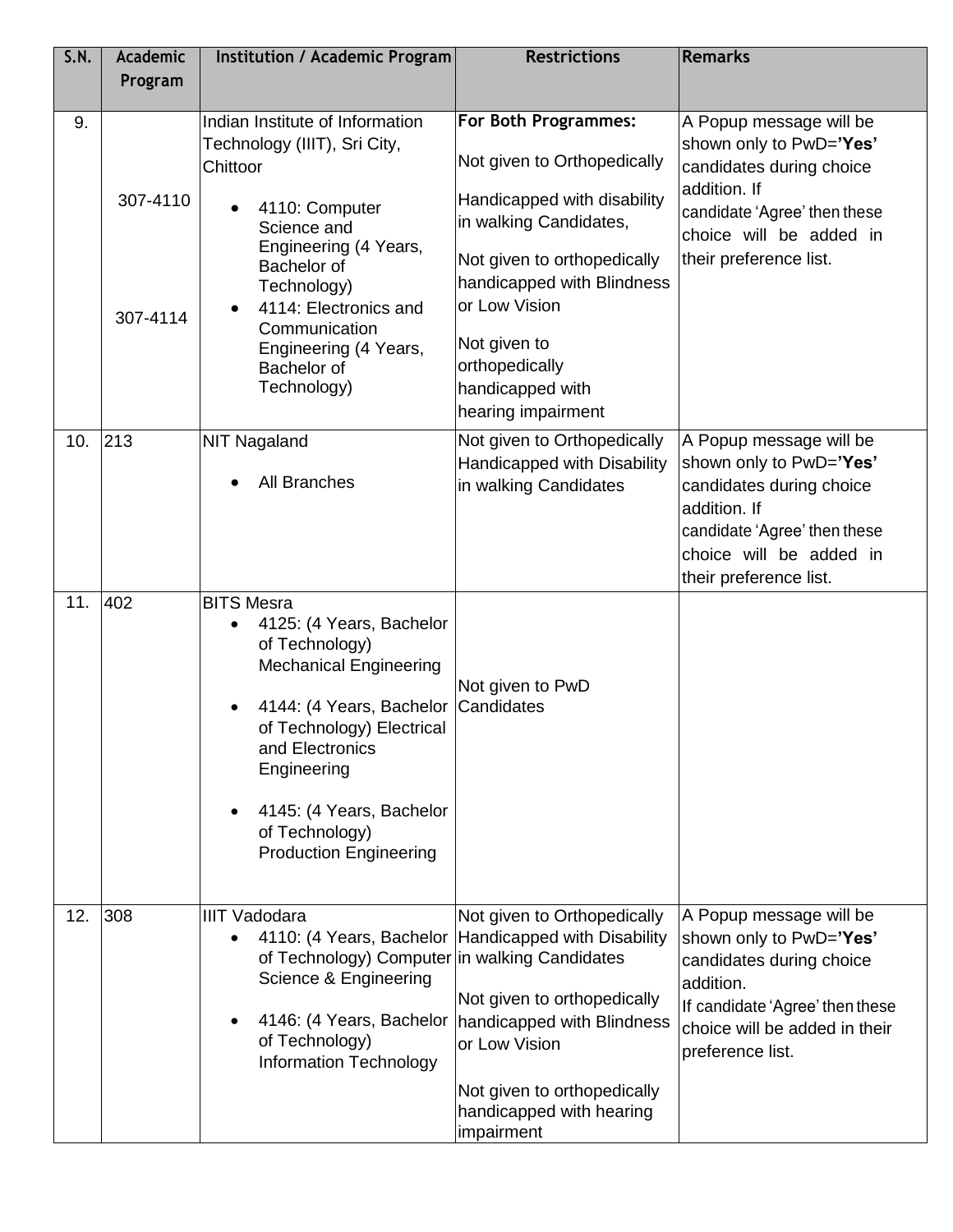| S.N. | Academic Program | Institution / Academic Program | Restrictions | Remarks |
|---|---|---|---|---|
| 9. | 307-4110<br><br>307-4114 | Indian Institute of Information Technology (IIIT), Sri City, Chittoor<br>• 4110: Computer Science and Engineering (4 Years, Bachelor of Technology)<br>• 4114: Electronics and Communication Engineering (4 Years, Bachelor of Technology) | **For Both Programmes:**<br>Not given to Orthopedically Handicapped with disability in walking Candidates,<br>Not given to orthopedically handicapped with Blindness or Low Vision<br>Not given to orthopedically handicapped with hearing impairment | A Popup message will be shown only to PwD=**'Yes'** candidates during choice addition. If candidate 'Agree' then these choice will be added in their preference list. |
| 10. | 213 | NIT Nagaland<br>• All Branches | Not given to Orthopedically Handicapped with Disability in walking Candidates | A Popup message will be shown only to PwD=**'Yes'** candidates during choice addition. If candidate 'Agree' then these choice will be added in their preference list. |
| 11. | 402 | BITS Mesra<br>• 4125: (4 Years, Bachelor of Technology) Mechanical Engineering<br>• 4144: (4 Years, Bachelor of Technology) Electrical and Electronics Engineering<br>• 4145: (4 Years, Bachelor of Technology) Production Engineering | Not given to PwD Candidates | |
| 12. | 308 | IIIT Vadodara<br>• 4110: (4 Years, Bachelor of Technology) Computer Science & Engineering<br>• 4146: (4 Years, Bachelor of Technology) Information Technology | Not given to Orthopedically Handicapped with Disability in walking Candidates<br>Not given to orthopedically handicapped with Blindness or Low Vision<br>Not given to orthopedically handicapped with hearing impairment | A Popup message will be shown only to PwD=**'Yes'** candidates during choice addition.<br>If candidate 'Agree' then these choice will be added in their preference list. |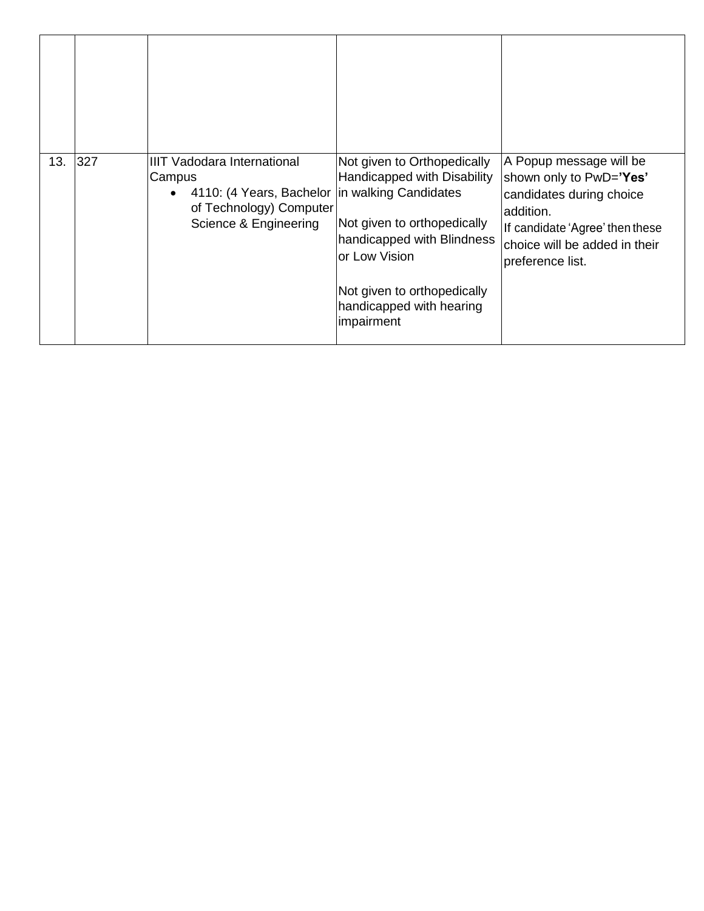| | | | | |
|---|---|---|---|---|
| | | | | |
| 13. | 327 | IIIT Vadodara International Campus<br>• 4110: (4 Years, Bachelor of Technology) Computer Science & Engineering | Not given to Orthopedically Handicapped with Disability in walking Candidates<br><br>Not given to orthopedically handicapped with Blindness or Low Vision<br><br>Not given to orthopedically handicapped with hearing impairment | A Popup message will be shown only to PwD=**'Yes'** candidates during choice addition.<br>If candidate 'Agree' then these choice will be added in their preference list. |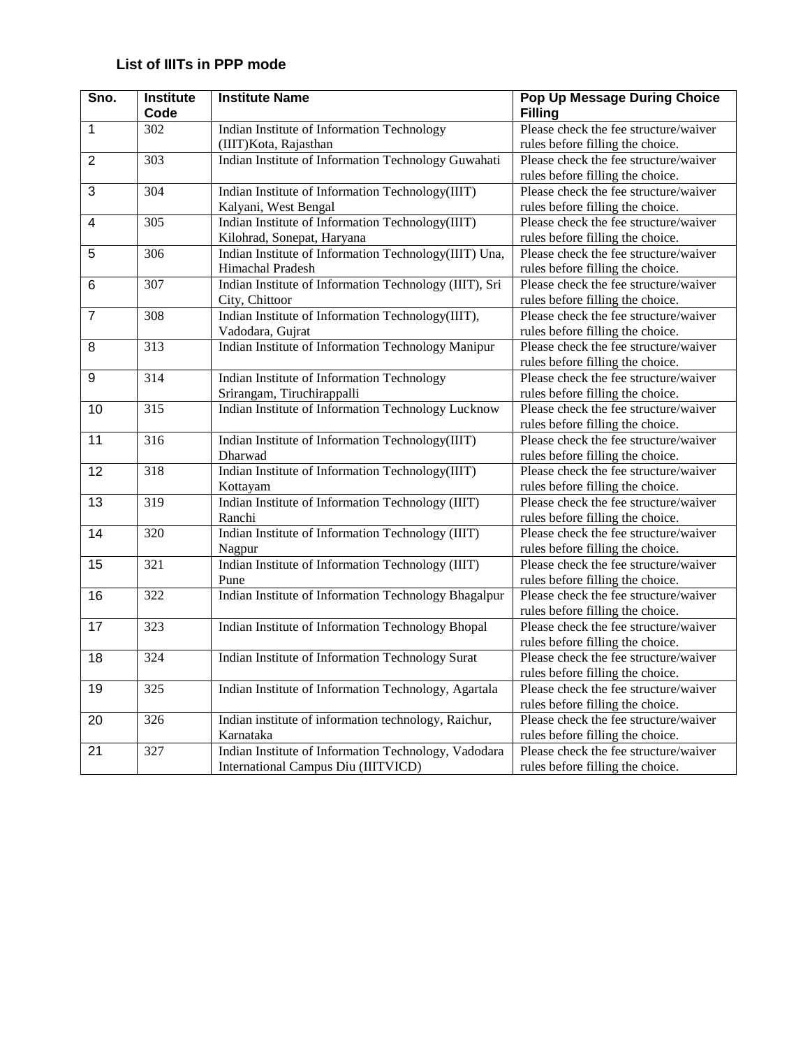### List of IIITs in PPP mode

| Sno. | Institute Code | Institute Name | Pop Up Message During Choice Filling |
|---|---|---|---|
| 1 | 302 | Indian Institute of Information Technology (IIIT)Kota, Rajasthan | Please check the fee structure/waiver rules before filling the choice. |
| 2 | 303 | Indian Institute of Information Technology Guwahati | Please check the fee structure/waiver rules before filling the choice. |
| 3 | 304 | Indian Institute of Information Technology(IIIT) Kalyani, West Bengal | Please check the fee structure/waiver rules before filling the choice. |
| 4 | 305 | Indian Institute of Information Technology(IIIT) Kilohrad, Sonepat, Haryana | Please check the fee structure/waiver rules before filling the choice. |
| 5 | 306 | Indian Institute of Information Technology(IIIT) Una, Himachal Pradesh | Please check the fee structure/waiver rules before filling the choice. |
| 6 | 307 | Indian Institute of Information Technology (IIIT), Sri City, Chittoor | Please check the fee structure/waiver rules before filling the choice. |
| 7 | 308 | Indian Institute of Information Technology(IIIT), Vadodara, Gujrat | Please check the fee structure/waiver rules before filling the choice. |
| 8 | 313 | Indian Institute of Information Technology Manipur | Please check the fee structure/waiver rules before filling the choice. |
| 9 | 314 | Indian Institute of Information Technology Srirangam, Tiruchirappalli | Please check the fee structure/waiver rules before filling the choice. |
| 10 | 315 | Indian Institute of Information Technology Lucknow | Please check the fee structure/waiver rules before filling the choice. |
| 11 | 316 | Indian Institute of Information Technology(IIIT) Dharwad | Please check the fee structure/waiver rules before filling the choice. |
| 12 | 318 | Indian Institute of Information Technology(IIIT) Kottayam | Please check the fee structure/waiver rules before filling the choice. |
| 13 | 319 | Indian Institute of Information Technology (IIIT) Ranchi | Please check the fee structure/waiver rules before filling the choice. |
| 14 | 320 | Indian Institute of Information Technology (IIIT) Nagpur | Please check the fee structure/waiver rules before filling the choice. |
| 15 | 321 | Indian Institute of Information Technology (IIIT) Pune | Please check the fee structure/waiver rules before filling the choice. |
| 16 | 322 | Indian Institute of Information Technology Bhagalpur | Please check the fee structure/waiver rules before filling the choice. |
| 17 | 323 | Indian Institute of Information Technology Bhopal | Please check the fee structure/waiver rules before filling the choice. |
| 18 | 324 | Indian Institute of Information Technology Surat | Please check the fee structure/waiver rules before filling the choice. |
| 19 | 325 | Indian Institute of Information Technology, Agartala | Please check the fee structure/waiver rules before filling the choice. |
| 20 | 326 | Indian institute of information technology, Raichur, Karnataka | Please check the fee structure/waiver rules before filling the choice. |
| 21 | 327 | Indian Institute of Information Technology, Vadodara International Campus Diu (IIITVICD) | Please check the fee structure/waiver rules before filling the choice. |